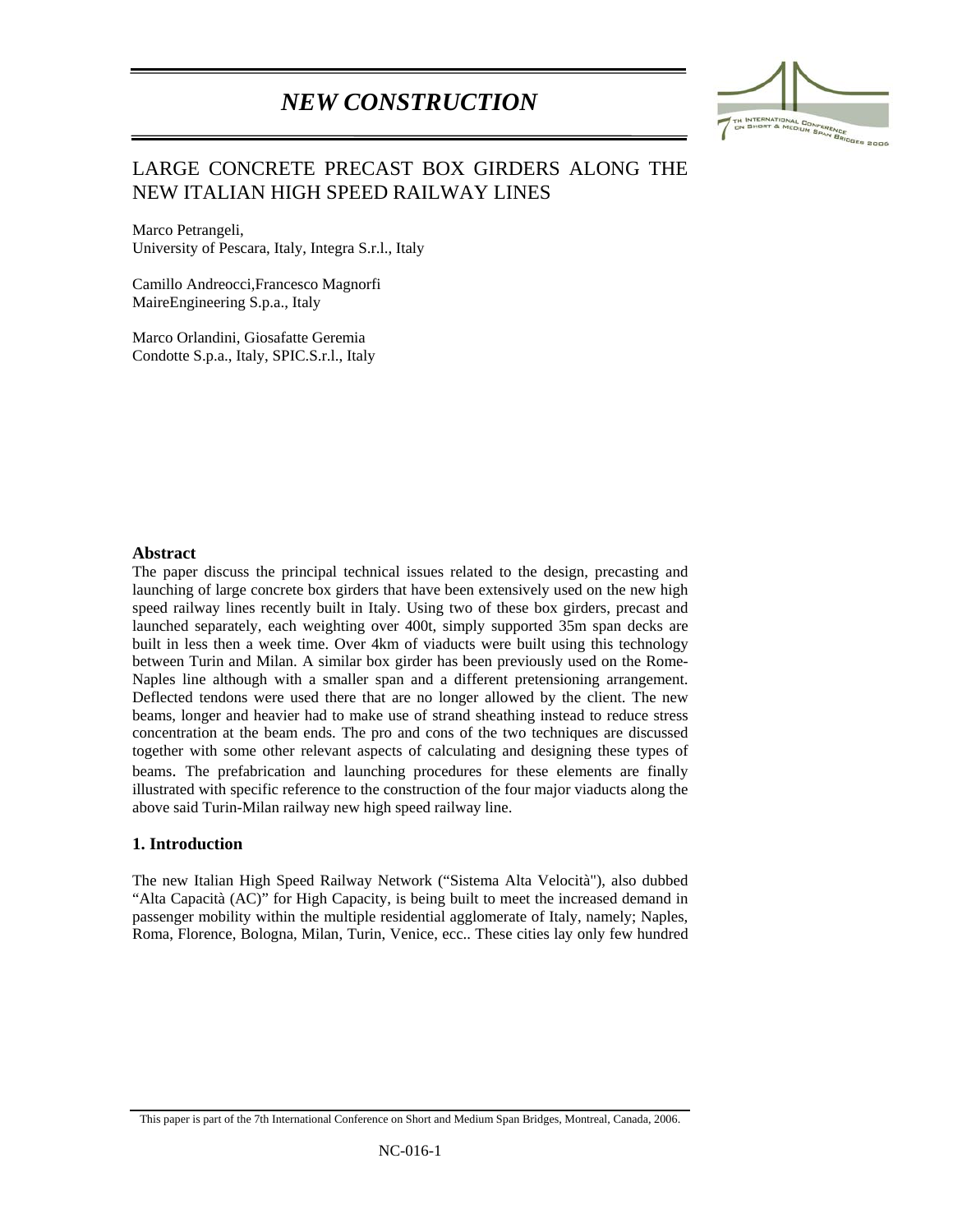# NEW CONSTRUCTION

## LARGE CONCRETE PRECAST BOX GIRDERS ALONG THE NEW ITALIAN HIGH SPEED RAILWAY LINES

Marco Petrangeli,
University of Pescara, Italy, Integra S.r.l., Italy

Camillo Andreocci,Francesco Magnorfi
MaireEngineering S.p.a., Italy

Marco Orlandini, Giosafatte Geremia
Condotte S.p.a., Italy, SPIC.S.r.l., Italy

### Abstract

The paper discuss the principal technical issues related to the design, precasting and launching of large concrete box girders that have been extensively used on the new high speed railway lines recently built in Italy. Using two of these box girders, precast and launched separately, each weighting over 400t, simply supported 35m span decks are built in less then a week time. Over 4km of viaducts were built using this technology between Turin and Milan. A similar box girder has been previously used on the Rome-Naples line although with a smaller span and a different pretensioning arrangement. Deflected tendons were used there that are no longer allowed by the client. The new beams, longer and heavier had to make use of strand sheathing instead to reduce stress concentration at the beam ends. The pro and cons of the two techniques are discussed together with some other relevant aspects of calculating and designing these types of beams. The prefabrication and launching procedures for these elements are finally illustrated with specific reference to the construction of the four major viaducts along the above said Turin-Milan railway new high speed railway line.

### 1. Introduction

The new Italian High Speed Railway Network ("Sistema Alta Velocità"), also dubbed "Alta Capacità (AC)" for High Capacity, is being built to meet the increased demand in passenger mobility within the multiple residential agglomerate of Italy, namely; Naples, Roma, Florence, Bologna, Milan, Turin, Venice, ecc.. These cities lay only few hundred

This paper is part of the 7th International Conference on Short and Medium Span Bridges, Montreal, Canada, 2006.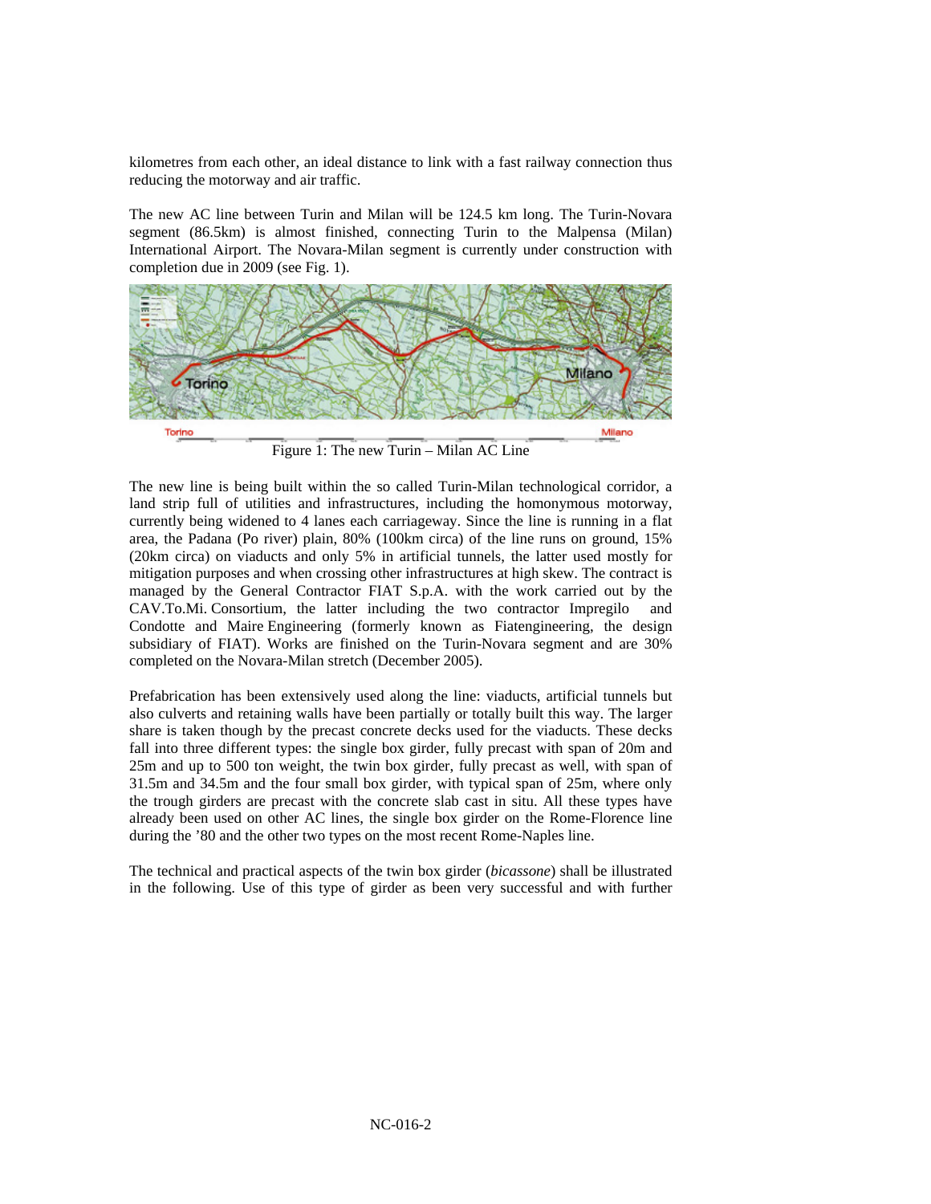kilometres from each other, an ideal distance to link with a fast railway connection thus reducing the motorway and air traffic.

The new AC line between Turin and Milan will be 124.5 km long. The Turin-Novara segment (86.5km) is almost finished, connecting Turin to the Malpensa (Milan) International Airport. The Novara-Milan segment is currently under construction with completion due in 2009 (see Fig. 1).

Figure 1: The new Turin – Milan AC Line

The new line is being built within the so called Turin-Milan technological corridor, a land strip full of utilities and infrastructures, including the homonymous motorway, currently being widened to 4 lanes each carriageway. Since the line is running in a flat area, the Padana (Po river) plain, 80% (100km circa) of the line runs on ground, 15% (20km circa) on viaducts and only 5% in artificial tunnels, the latter used mostly for mitigation purposes and when crossing other infrastructures at high skew. The contract is managed by the General Contractor FIAT S.p.A. with the work carried out by the CAV.To.Mi. Consortium, the latter including the two contractor Impregilo and Condotte and Maire Engineering (formerly known as Fiatengineering, the design subsidiary of FIAT). Works are finished on the Turin-Novara segment and are 30% completed on the Novara-Milan stretch (December 2005).

Prefabrication has been extensively used along the line: viaducts, artificial tunnels but also culverts and retaining walls have been partially or totally built this way. The larger share is taken though by the precast concrete decks used for the viaducts. These decks fall into three different types: the single box girder, fully precast with span of 20m and 25m and up to 500 ton weight, the twin box girder, fully precast as well, with span of 31.5m and 34.5m and the four small box girder, with typical span of 25m, where only the trough girders are precast with the concrete slab cast in situ. All these types have already been used on other AC lines, the single box girder on the Rome-Florence line during the '80 and the other two types on the most recent Rome-Naples line.

The technical and practical aspects of the twin box girder (*bicassone*) shall be illustrated in the following. Use of this type of girder as been very successful and with further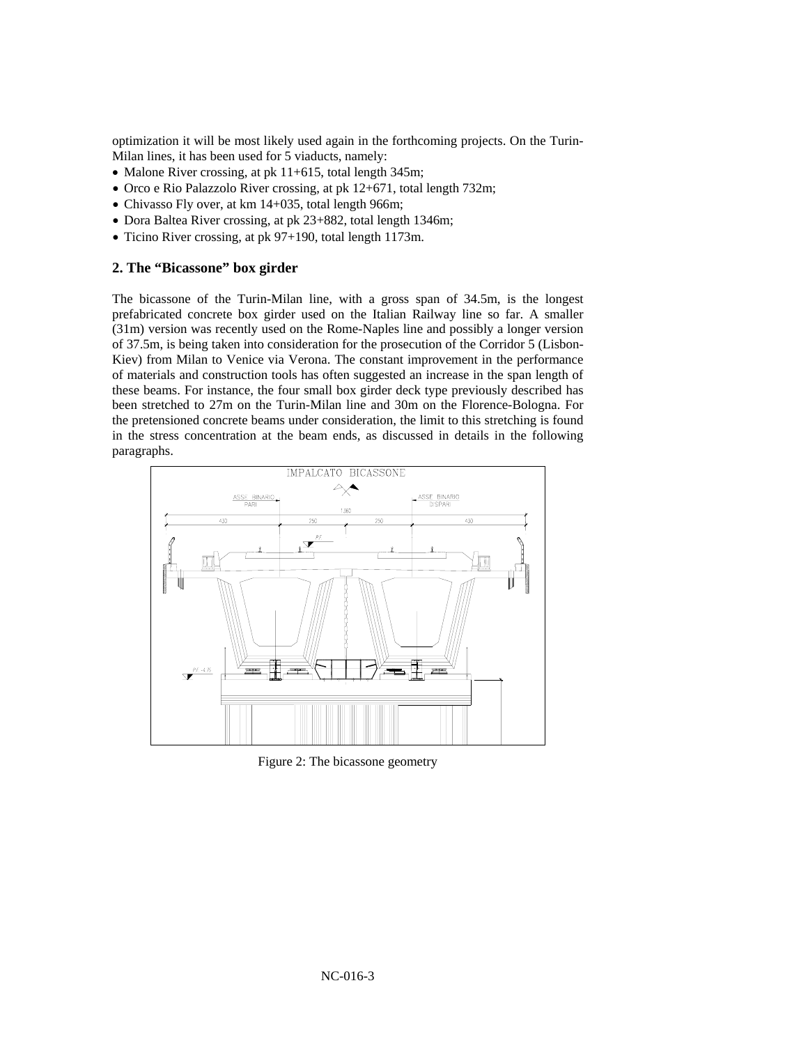optimization it will be most likely used again in the forthcoming projects. On the Turin-Milan lines, it has been used for 5 viaducts, namely:

- Malone River crossing, at pk 11+615, total length 345m;
- Orco e Rio Palazzolo River crossing, at pk 12+671, total length 732m;
- Chivasso Fly over, at km 14+035, total length 966m;
- Dora Baltea River crossing, at pk 23+882, total length 1346m;
- Ticino River crossing, at pk 97+190, total length 1173m.

## 2. The "Bicassone" box girder

The bicassone of the Turin-Milan line, with a gross span of 34.5m, is the longest prefabricated concrete box girder used on the Italian Railway line so far. A smaller (31m) version was recently used on the Rome-Naples line and possibly a longer version of 37.5m, is being taken into consideration for the prosecution of the Corridor 5 (Lisbon-Kiev) from Milan to Venice via Verona. The constant improvement in the performance of materials and construction tools has often suggested an increase in the span length of these beams. For instance, the four small box girder deck type previously described has been stretched to 27m on the Turin-Milan line and 30m on the Florence-Bologna. For the pretensioned concrete beams under consideration, the limit to this stretching is found in the stress concentration at the beam ends, as discussed in details in the following paragraphs.

Figure 2: The bicassone geometry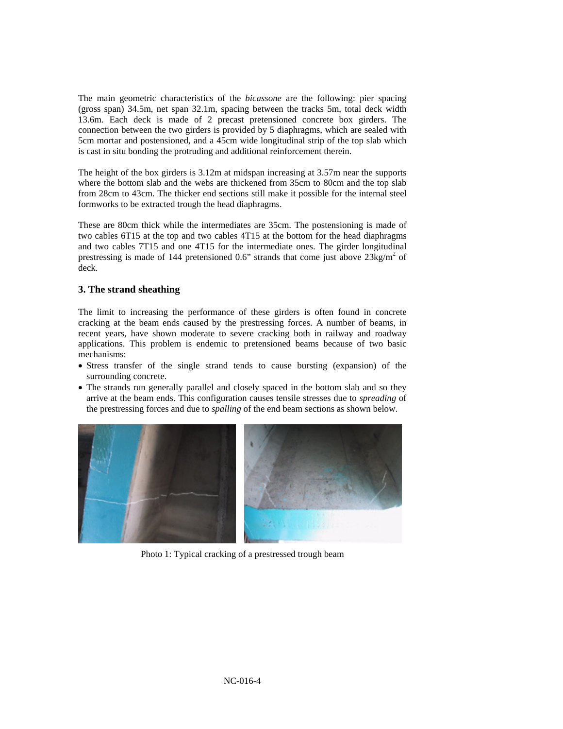The main geometric characteristics of the *bicassone* are the following: pier spacing (gross span) 34.5m, net span 32.1m, spacing between the tracks 5m, total deck width 13.6m. Each deck is made of 2 precast pretensioned concrete box girders. The connection between the two girders is provided by 5 diaphragms, which are sealed with 5cm mortar and postensioned, and a 45cm wide longitudinal strip of the top slab which is cast in situ bonding the protruding and additional reinforcement therein.

The height of the box girders is 3.12m at midspan increasing at 3.57m near the supports where the bottom slab and the webs are thickened from 35cm to 80cm and the top slab from 28cm to 43cm. The thicker end sections still make it possible for the internal steel formworks to be extracted trough the head diaphragms.

These are 80cm thick while the intermediates are 35cm. The postensioning is made of two cables 6T15 at the top and two cables 4T15 at the bottom for the head diaphragms and two cables 7T15 and one 4T15 for the intermediate ones. The girder longitudinal prestressing is made of 144 pretensioned 0.6" strands that come just above 23kg/$m^2$ of deck.

### 3. The strand sheathing

The limit to increasing the performance of these girders is often found in concrete cracking at the beam ends caused by the prestressing forces. A number of beams, in recent years, have shown moderate to severe cracking both in railway and roadway applications. This problem is endemic to pretensioned beams because of two basic mechanisms:

- Stress transfer of the single strand tends to cause bursting (expansion) of the surrounding concrete.
- The strands run generally parallel and closely spaced in the bottom slab and so they arrive at the beam ends. This configuration causes tensile stresses due to *spreading* of the prestressing forces and due to *spalling* of the end beam sections as shown below.

Photo 1: Typical cracking of a prestressed trough beam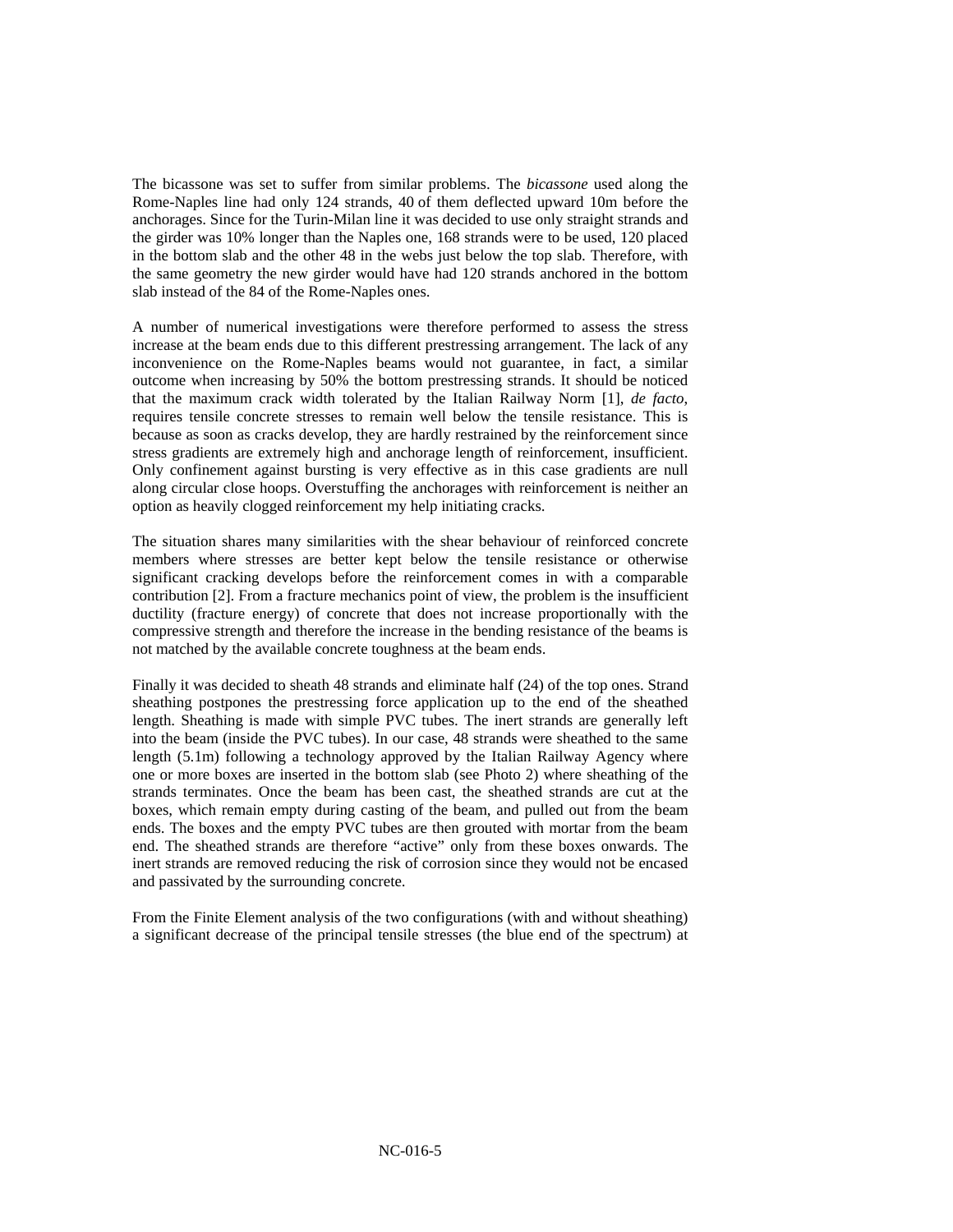The bicassone was set to suffer from similar problems. The *bicassone* used along the Rome-Naples line had only 124 strands, 40 of them deflected upward 10m before the anchorages. Since for the Turin-Milan line it was decided to use only straight strands and the girder was 10% longer than the Naples one, 168 strands were to be used, 120 placed in the bottom slab and the other 48 in the webs just below the top slab. Therefore, with the same geometry the new girder would have had 120 strands anchored in the bottom slab instead of the 84 of the Rome-Naples ones.

A number of numerical investigations were therefore performed to assess the stress increase at the beam ends due to this different prestressing arrangement. The lack of any inconvenience on the Rome-Naples beams would not guarantee, in fact, a similar outcome when increasing by 50% the bottom prestressing strands. It should be noticed that the maximum crack width tolerated by the Italian Railway Norm [1], *de facto,* requires tensile concrete stresses to remain well below the tensile resistance. This is because as soon as cracks develop, they are hardly restrained by the reinforcement since stress gradients are extremely high and anchorage length of reinforcement, insufficient. Only confinement against bursting is very effective as in this case gradients are null along circular close hoops. Overstuffing the anchorages with reinforcement is neither an option as heavily clogged reinforcement my help initiating cracks.

The situation shares many similarities with the shear behaviour of reinforced concrete members where stresses are better kept below the tensile resistance or otherwise significant cracking develops before the reinforcement comes in with a comparable contribution [2]. From a fracture mechanics point of view, the problem is the insufficient ductility (fracture energy) of concrete that does not increase proportionally with the compressive strength and therefore the increase in the bending resistance of the beams is not matched by the available concrete toughness at the beam ends.

Finally it was decided to sheath 48 strands and eliminate half (24) of the top ones. Strand sheathing postpones the prestressing force application up to the end of the sheathed length. Sheathing is made with simple PVC tubes. The inert strands are generally left into the beam (inside the PVC tubes). In our case, 48 strands were sheathed to the same length (5.1m) following a technology approved by the Italian Railway Agency where one or more boxes are inserted in the bottom slab (see Photo 2) where sheathing of the strands terminates. Once the beam has been cast, the sheathed strands are cut at the boxes, which remain empty during casting of the beam, and pulled out from the beam ends. The boxes and the empty PVC tubes are then grouted with mortar from the beam end. The sheathed strands are therefore "active" only from these boxes onwards. The inert strands are removed reducing the risk of corrosion since they would not be encased and passivated by the surrounding concrete.

From the Finite Element analysis of the two configurations (with and without sheathing) a significant decrease of the principal tensile stresses (the blue end of the spectrum) at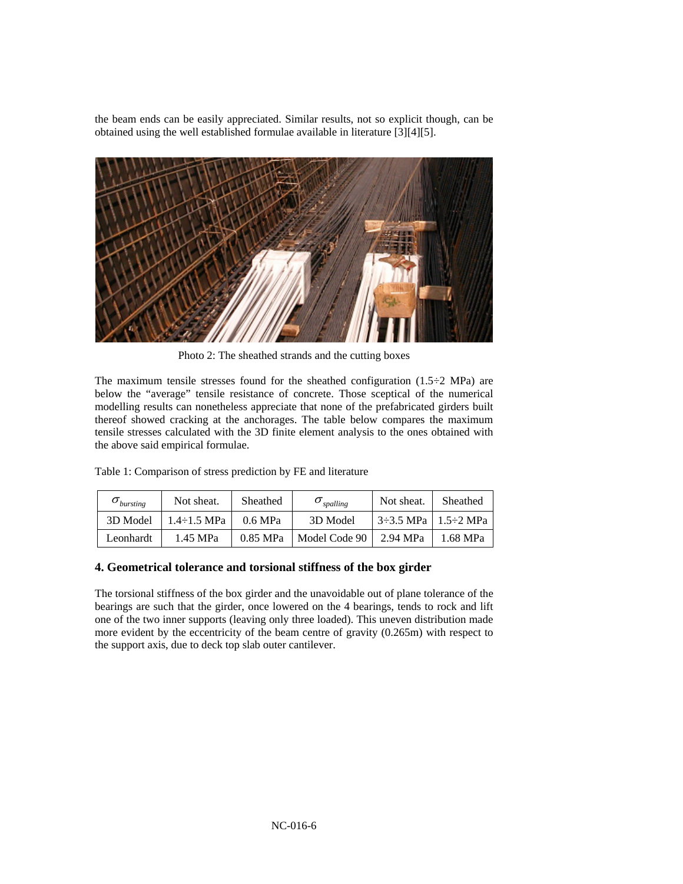the beam ends can be easily appreciated. Similar results, not so explicit though, can be obtained using the well established formulae available in literature [3][4][5].

Photo 2: The sheathed strands and the cutting boxes

The maximum tensile stresses found for the sheathed configuration (1.5÷2 MPa) are below the "average" tensile resistance of concrete. Those sceptical of the numerical modelling results can nonetheless appreciate that none of the prefabricated girders built thereof showed cracking at the anchorages. The table below compares the maximum tensile stresses calculated with the 3D finite element analysis to the ones obtained with the above said empirical formulae.

Table 1: Comparison of stress prediction by FE and literature

| $\sigma_{bursting}$ | Not sheat. | Sheathed | $\sigma_{spalling}$ | Not sheat. | Sheathed |
|---|---|---|---|---|---|
| 3D Model | 1.4÷1.5 MPa | 0.6 MPa | 3D Model | 3÷3.5 MPa | 1.5÷2 MPa |
| Leonhardt | 1.45 MPa | 0.85 MPa | Model Code 90 | 2.94 MPa | 1.68 MPa |

### 4. Geometrical tolerance and torsional stiffness of the box girder

The torsional stiffness of the box girder and the unavoidable out of plane tolerance of the bearings are such that the girder, once lowered on the 4 bearings, tends to rock and lift one of the two inner supports (leaving only three loaded). This uneven distribution made more evident by the eccentricity of the beam centre of gravity (0.265m) with respect to the support axis, due to deck top slab outer cantilever.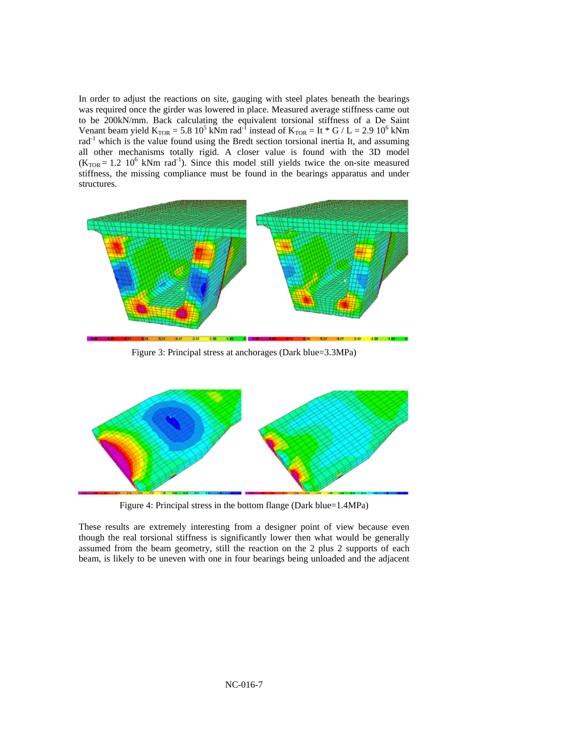In order to adjust the reactions on site, gauging with steel plates beneath the bearings was required once the girder was lowered in place. Measured average stiffness came out to be 200kN/mm. Back calculating the equivalent torsional stiffness of a De Saint Venant beam yield $K_{TOR} = 5.8\ 10^5$ kNm rad$^{-1}$ instead of $K_{TOR} = It * G / L = 2.9\ 10^6$ kNm rad$^{-1}$ which is the value found using the Bredt section torsional inertia It, and assuming all other mechanisms totally rigid. A closer value is found with the 3D model ($K_{TOR} = 1.2\ 10^6$ kNm rad$^{-1}$). Since this model still yields twice the on-site measured stiffness, the missing compliance must be found in the bearings apparatus and under structures.

Figure 3: Principal stress at anchorages (Dark blue=3.3MPa)

Figure 4: Principal stress in the bottom flange (Dark blue=1.4MPa)

These results are extremely interesting from a designer point of view because even though the real torsional stiffness is significantly lower then what would be generally assumed from the beam geometry, still the reaction on the 2 plus 2 supports of each beam, is likely to be uneven with one in four bearings being unloaded and the adjacent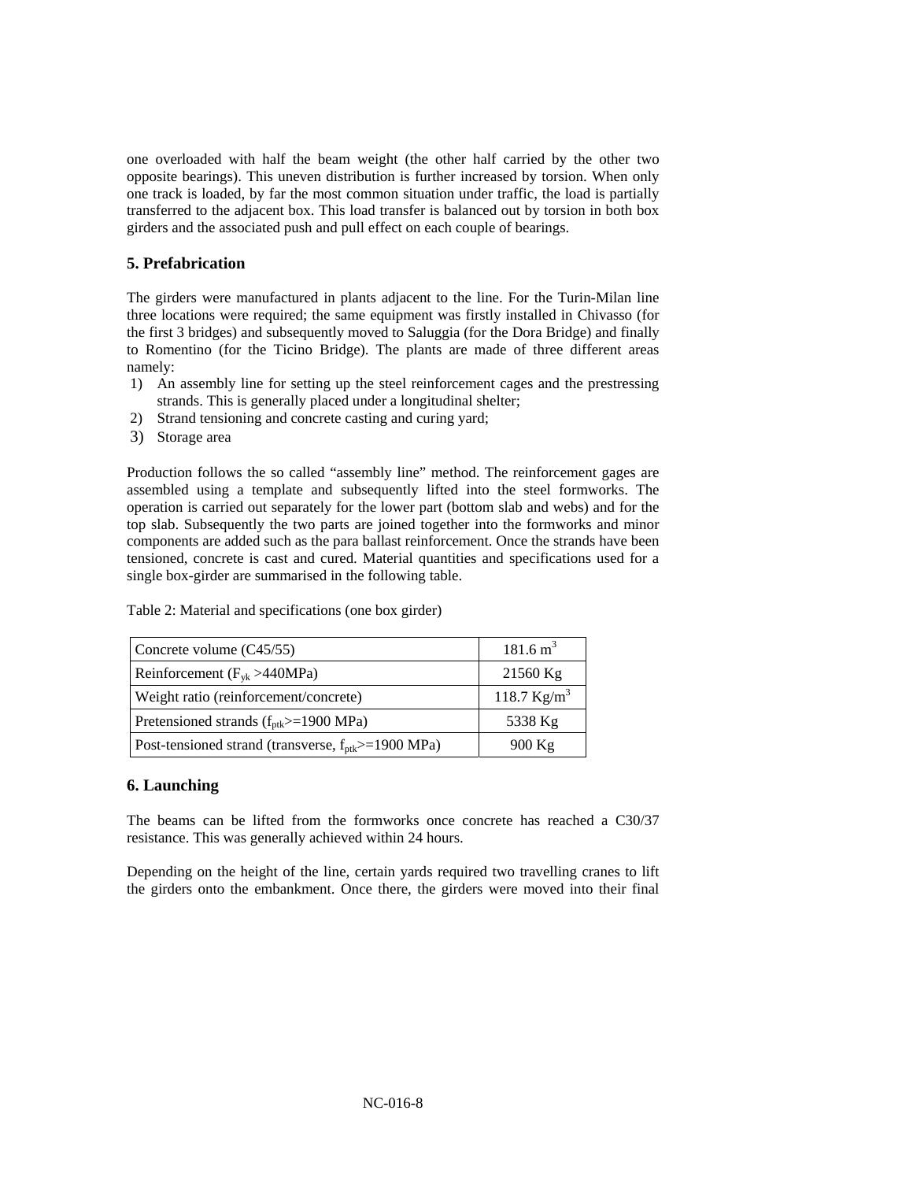one overloaded with half the beam weight (the other half carried by the other two opposite bearings). This uneven distribution is further increased by torsion. When only one track is loaded, by far the most common situation under traffic, the load is partially transferred to the adjacent box. This load transfer is balanced out by torsion in both box girders and the associated push and pull effect on each couple of bearings.

## 5. Prefabrication

The girders were manufactured in plants adjacent to the line. For the Turin-Milan line three locations were required; the same equipment was firstly installed in Chivasso (for the first 3 bridges) and subsequently moved to Saluggia (for the Dora Bridge) and finally to Romentino (for the Ticino Bridge). The plants are made of three different areas namely:

1) An assembly line for setting up the steel reinforcement cages and the prestressing strands. This is generally placed under a longitudinal shelter;
2) Strand tensioning and concrete casting and curing yard;
3) Storage area

Production follows the so called "assembly line" method. The reinforcement gages are assembled using a template and subsequently lifted into the steel formworks. The operation is carried out separately for the lower part (bottom slab and webs) and for the top slab. Subsequently the two parts are joined together into the formworks and minor components are added such as the para ballast reinforcement. Once the strands have been tensioned, concrete is cast and cured. Material quantities and specifications used for a single box-girder are summarised in the following table.

Table 2: Material and specifications (one box girder)

| | |
|---|---|
| Concrete volume (C45/55) | 181.6 $m^3$ |
| Reinforcement ($F_{yk}$ >440MPa) | 21560 Kg |
| Weight ratio (reinforcement/concrete) | 118.7 $Kg/m^3$ |
| Pretensioned strands ($f_{ptk}$>=1900 MPa) | 5338 Kg |
| Post-tensioned strand (transverse, $f_{ptk}$>=1900 MPa) | 900 Kg |

## 6. Launching

The beams can be lifted from the formworks once concrete has reached a C30/37 resistance. This was generally achieved within 24 hours.

Depending on the height of the line, certain yards required two travelling cranes to lift the girders onto the embankment. Once there, the girders were moved into their final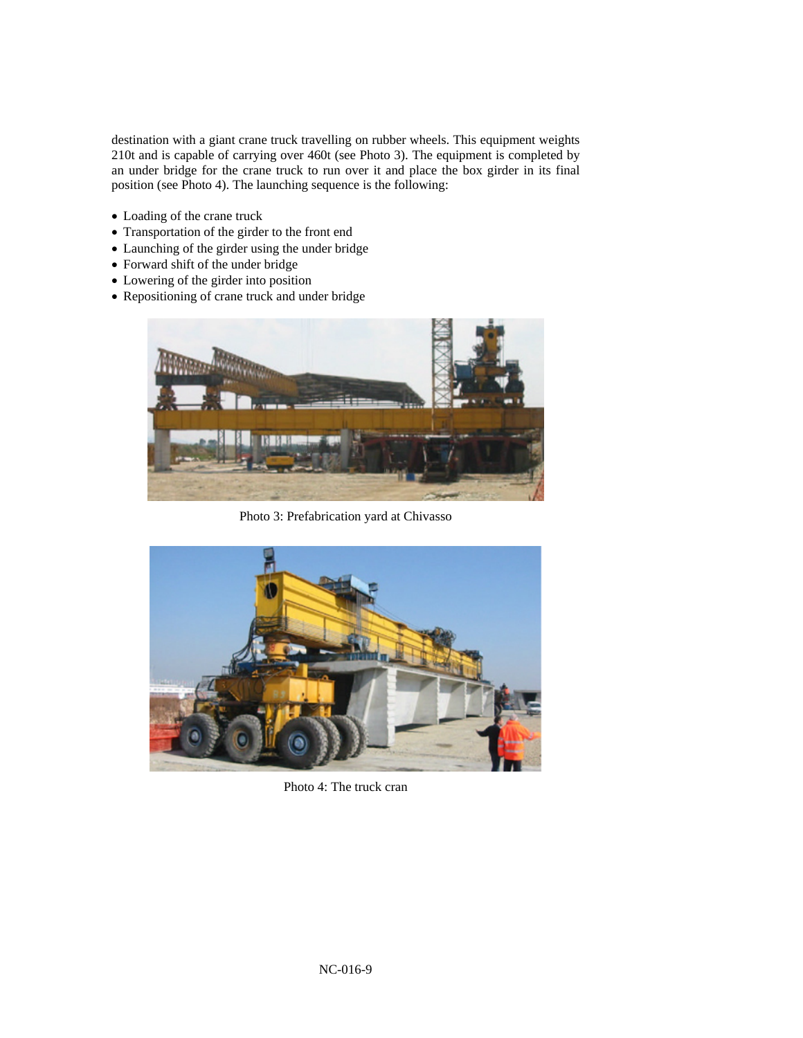destination with a giant crane truck travelling on rubber wheels. This equipment weights 210t and is capable of carrying over 460t (see Photo 3). The equipment is completed by an under bridge for the crane truck to run over it and place the box girder in its final position (see Photo 4). The launching sequence is the following:

- Loading of the crane truck
- Transportation of the girder to the front end
- Launching of the girder using the under bridge
- Forward shift of the under bridge
- Lowering of the girder into position
- Repositioning of crane truck and under bridge

Photo 3: Prefabrication yard at Chivasso

Photo 4: The truck cran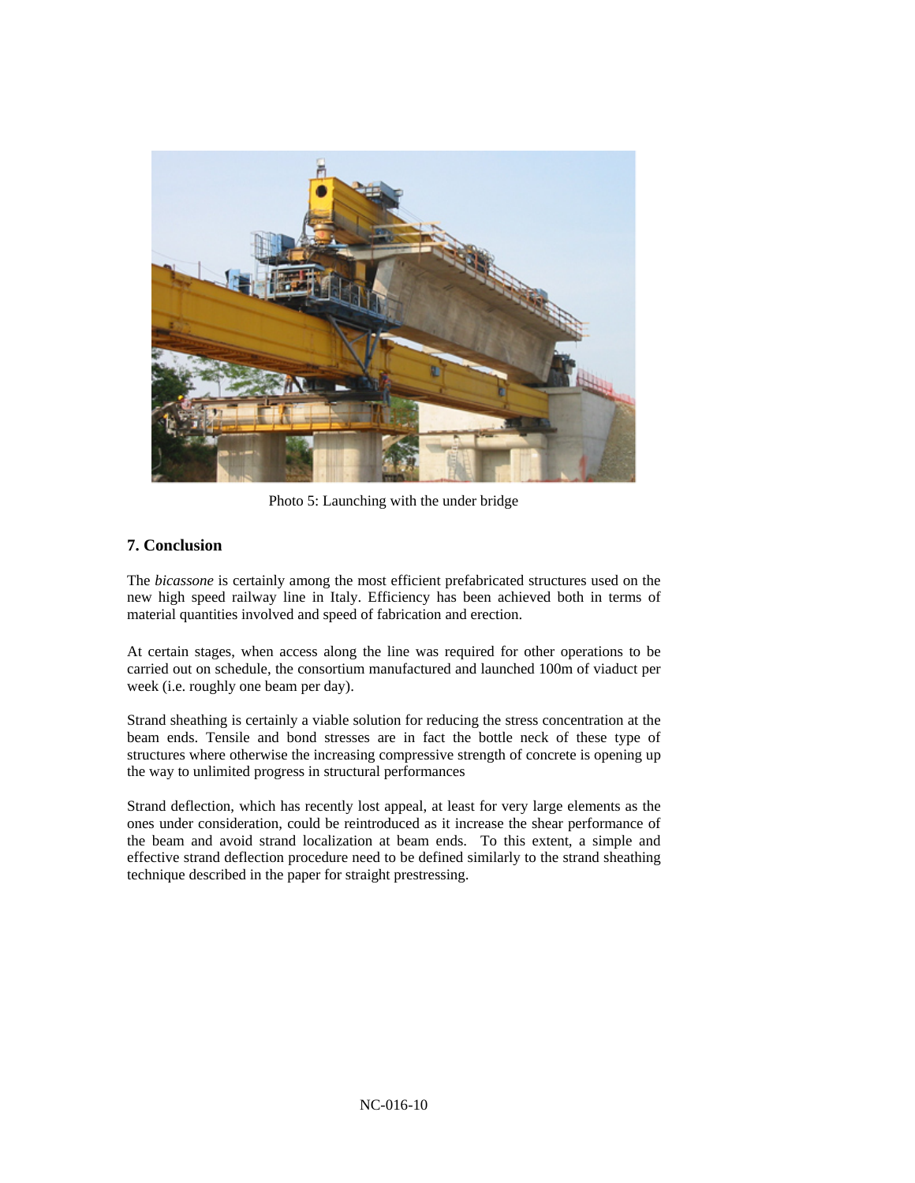Photo 5: Launching with the under bridge

## 7. Conclusion

The *bicassone* is certainly among the most efficient prefabricated structures used on the new high speed railway line in Italy. Efficiency has been achieved both in terms of material quantities involved and speed of fabrication and erection.

At certain stages, when access along the line was required for other operations to be carried out on schedule, the consortium manufactured and launched 100m of viaduct per week (i.e. roughly one beam per day).

Strand sheathing is certainly a viable solution for reducing the stress concentration at the beam ends. Tensile and bond stresses are in fact the bottle neck of these type of structures where otherwise the increasing compressive strength of concrete is opening up the way to unlimited progress in structural performances

Strand deflection, which has recently lost appeal, at least for very large elements as the ones under consideration, could be reintroduced as it increase the shear performance of the beam and avoid strand localization at beam ends. To this extent, a simple and effective strand deflection procedure need to be defined similarly to the strand sheathing technique described in the paper for straight prestressing.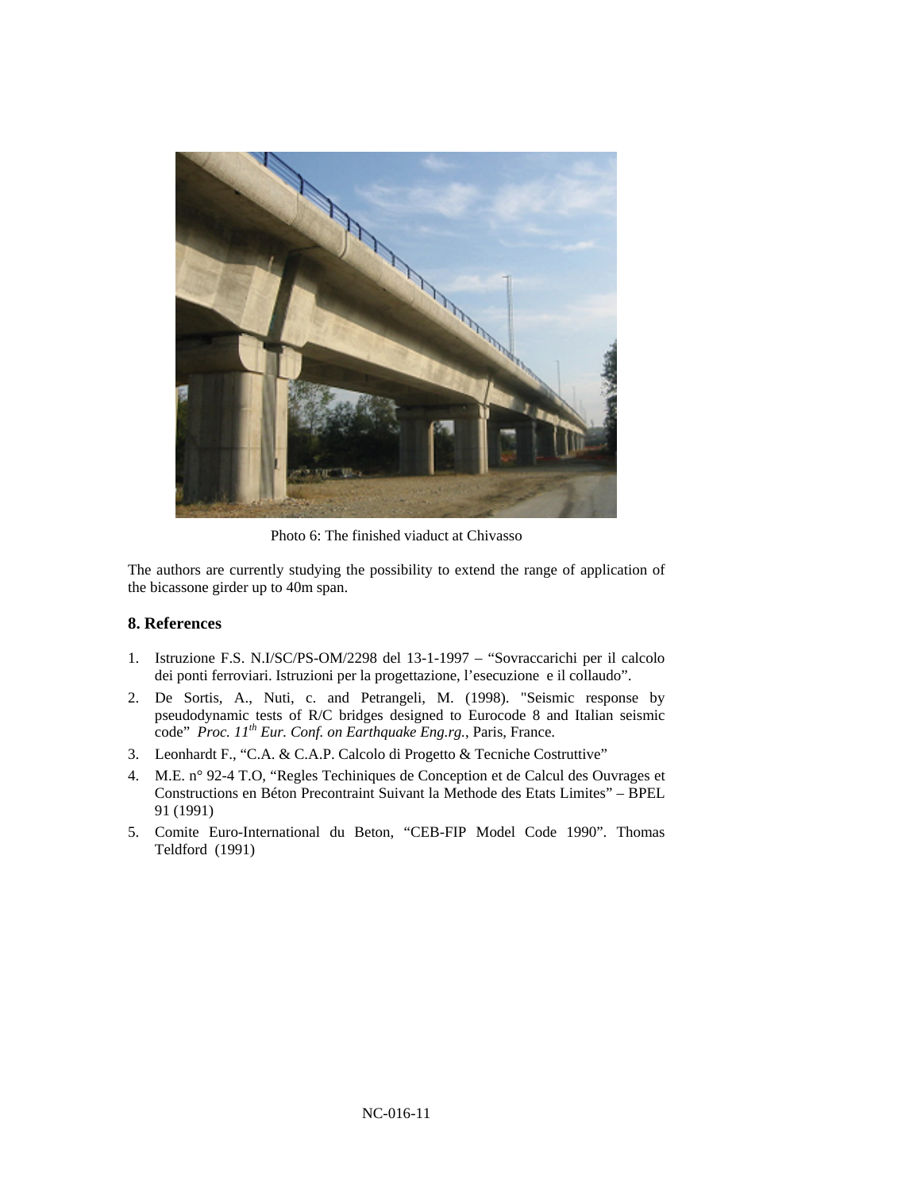Photo 6: The finished viaduct at Chivasso

The authors are currently studying the possibility to extend the range of application of the bicassone girder up to 40m span.

## 8. References

1. Istruzione F.S. N.I/SC/PS-OM/2298 del 13-1-1997 – "Sovraccarichi per il calcolo dei ponti ferroviari. Istruzioni per la progettazione, l'esecuzione e il collaudo".
2. De Sortis, A., Nuti, c. and Petrangeli, M. (1998). "Seismic response by pseudodynamic tests of R/C bridges designed to Eurocode 8 and Italian seismic code" *Proc. 11th Eur. Conf. on Earthquake Eng.rg.*, Paris, France.
3. Leonhardt F., "C.A. & C.A.P. Calcolo di Progetto & Tecniche Costruttive"
4. M.E. n° 92-4 T.O, "Regles Techiniques de Conception et de Calcul des Ouvrages et Constructions en Béton Precontraint Suivant la Methode des Etats Limites" – BPEL 91 (1991)
5. Comite Euro-International du Beton, "CEB-FIP Model Code 1990". Thomas Teldford (1991)